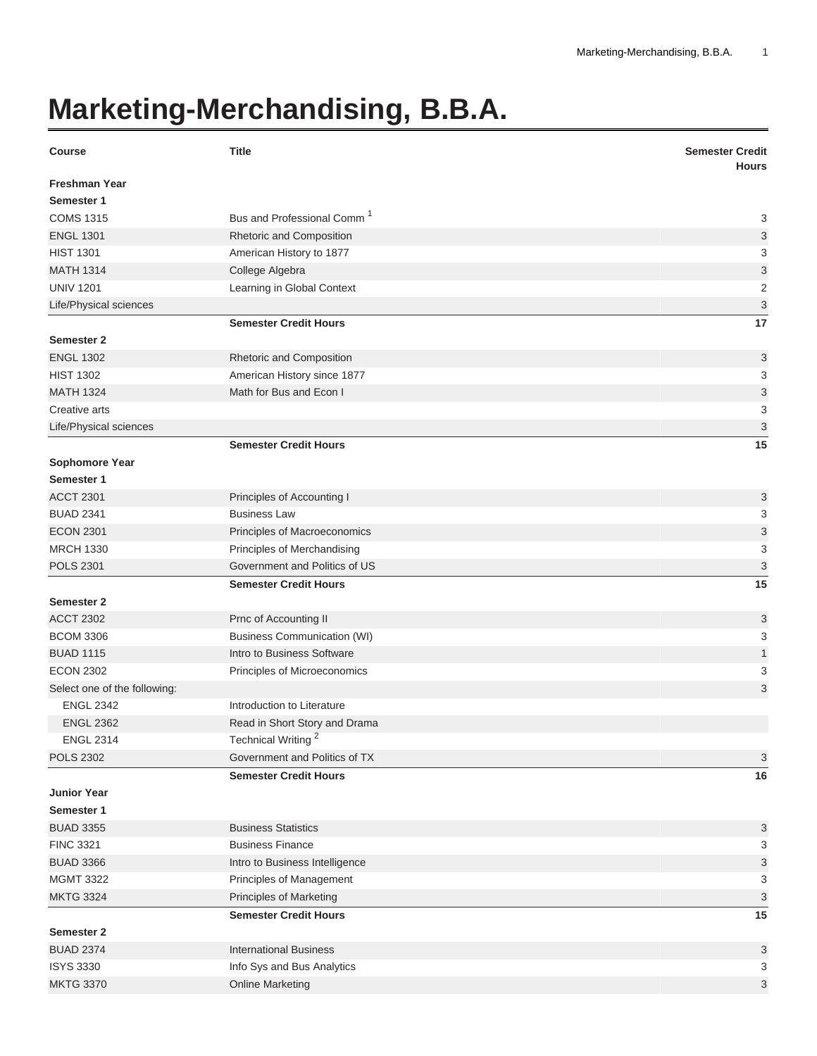# Marketing-Merchandising, B.B.A.

| Course | Title | Semester Credit Hours |
|---|---|---|
| **Freshman Year** | | |
| **Semester 1** | | |
| COMS 1315 | Bus and Professional Comm [1] | 3 |
| ENGL 1301 | Rhetoric and Composition | 3 |
| HIST 1301 | American History to 1877 | 3 |
| MATH 1314 | College Algebra | 3 |
| UNIV 1201 | Learning in Global Context | 2 |
| Life/Physical sciences | | 3 |
| | **Semester Credit Hours** | **17** |
| **Semester 2** | | |
| ENGL 1302 | Rhetoric and Composition | 3 |
| HIST 1302 | American History since 1877 | 3 |
| MATH 1324 | Math for Bus and Econ I | 3 |
| Creative arts | | 3 |
| Life/Physical sciences | | 3 |
| | **Semester Credit Hours** | **15** |
| **Sophomore Year** | | |
| **Semester 1** | | |
| ACCT 2301 | Principles of Accounting I | 3 |
| BUAD 2341 | Business Law | 3 |
| ECON 2301 | Principles of Macroeconomics | 3 |
| MRCH 1330 | Principles of Merchandising | 3 |
| POLS 2301 | Government and Politics of US | 3 |
| | **Semester Credit Hours** | **15** |
| **Semester 2** | | |
| ACCT 2302 | Prnc of Accounting II | 3 |
| BCOM 3306 | Business Communication (WI) | 3 |
| BUAD 1115 | Intro to Business Software | 1 |
| ECON 2302 | Principles of Microeconomics | 3 |
| Select one of the following: | | 3 |
| ENGL 2342 | Introduction to Literature | |
| ENGL 2362 | Read in Short Story and Drama | |
| ENGL 2314 | Technical Writing [2] | |
| POLS 2302 | Government and Politics of TX | 3 |
| | **Semester Credit Hours** | **16** |
| **Junior Year** | | |
| **Semester 1** | | |
| BUAD 3355 | Business Statistics | 3 |
| FINC 3321 | Business Finance | 3 |
| BUAD 3366 | Intro to Business Intelligence | 3 |
| MGMT 3322 | Principles of Management | 3 |
| MKTG 3324 | Principles of Marketing | 3 |
| | **Semester Credit Hours** | **15** |
| **Semester 2** | | |
| BUAD 2374 | International Business | 3 |
| ISYS 3330 | Info Sys and Bus Analytics | 3 |
| MKTG 3370 | Online Marketing | 3 |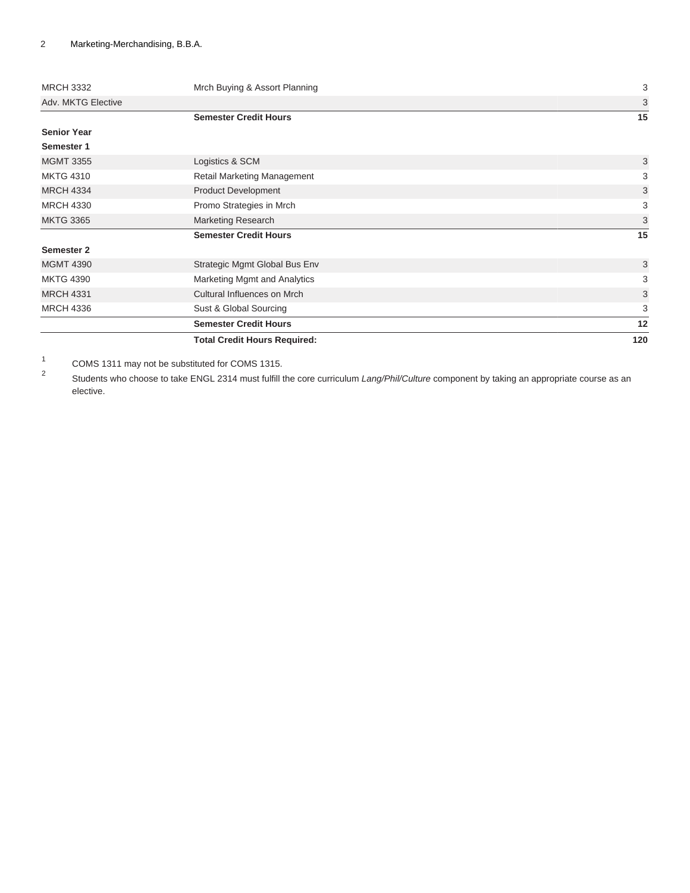| | | |
|---|---|---|
| MRCH 3332 | Mrch Buying & Assort Planning | 3 |
| Adv. MKTG Elective | | 3 |
| | **Semester Credit Hours** | **15** |
| **Senior Year** | | |
| **Semester 1** | | |
| MGMT 3355 | Logistics & SCM | 3 |
| MKTG 4310 | Retail Marketing Management | 3 |
| MRCH 4334 | Product Development | 3 |
| MRCH 4330 | Promo Strategies in Mrch | 3 |
| MKTG 3365 | Marketing Research | 3 |
| | **Semester Credit Hours** | **15** |
| **Semester 2** | | |
| MGMT 4390 | Strategic Mgmt Global Bus Env | 3 |
| MKTG 4390 | Marketing Mgmt and Analytics | 3 |
| MRCH 4331 | Cultural Influences on Mrch | 3 |
| MRCH 4336 | Sust & Global Sourcing | 3 |
| | **Semester Credit Hours** | **12** |
| | **Total Credit Hours Required:** | **120** |

[1] COMS 1311 may not be substituted for COMS 1315.

[2] Students who choose to take ENGL 2314 must fulfill the core curriculum *Lang/Phil/Culture* component by taking an appropriate course as an elective.